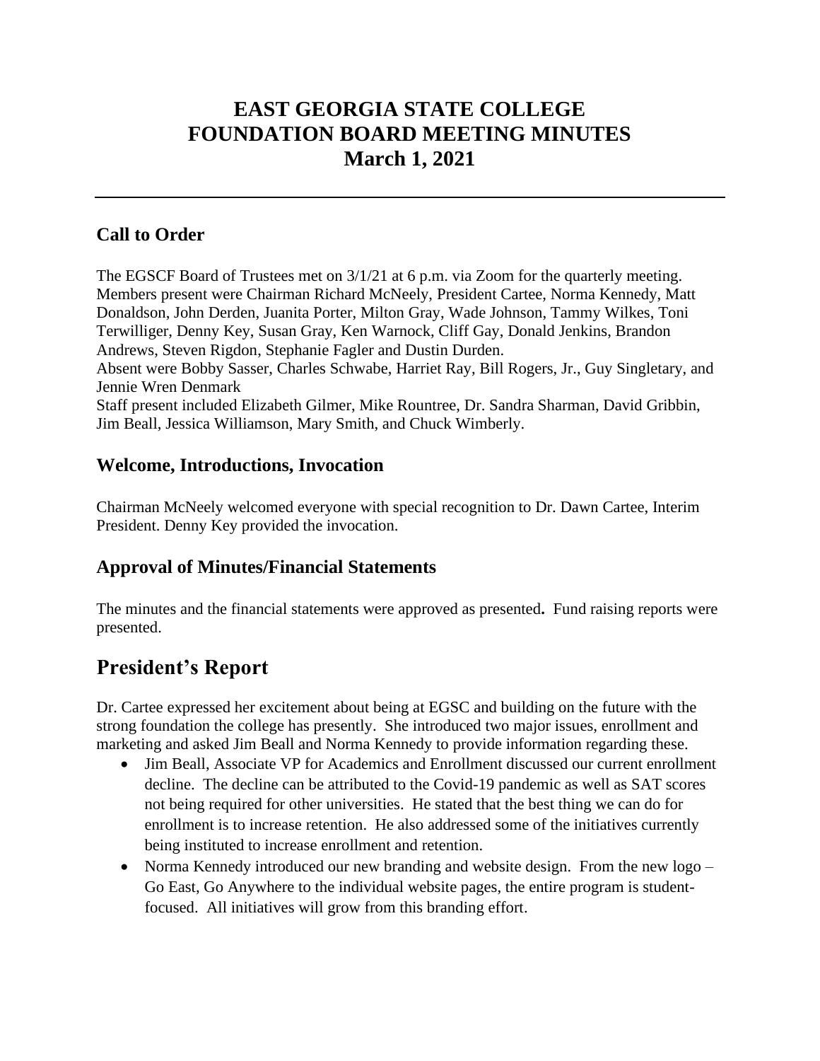# EAST GEORGIA STATE COLLEGE
# FOUNDATION BOARD MEETING MINUTES
# March 1, 2021

---

## Call to Order

The EGSCF Board of Trustees met on 3/1/21 at 6 p.m. via Zoom for the quarterly meeting. Members present were Chairman Richard McNeely, President Cartee, Norma Kennedy, Matt Donaldson, John Derden, Juanita Porter, Milton Gray, Wade Johnson, Tammy Wilkes, Toni Terwilliger, Denny Key, Susan Gray, Ken Warnock, Cliff Gay, Donald Jenkins, Brandon Andrews, Steven Rigdon, Stephanie Fagler and Dustin Durden.
Absent were Bobby Sasser, Charles Schwabe, Harriet Ray, Bill Rogers, Jr., Guy Singletary, and Jennie Wren Denmark
Staff present included Elizabeth Gilmer, Mike Rountree, Dr. Sandra Sharman, David Gribbin, Jim Beall, Jessica Williamson, Mary Smith, and Chuck Wimberly.

## Welcome, Introductions, Invocation

Chairman McNeely welcomed everyone with special recognition to Dr. Dawn Cartee, Interim President. Denny Key provided the invocation.

## Approval of Minutes/Financial Statements

The minutes and the financial statements were approved as presented**.** Fund raising reports were presented.

# President's Report

Dr. Cartee expressed her excitement about being at EGSC and building on the future with the strong foundation the college has presently. She introduced two major issues, enrollment and marketing and asked Jim Beall and Norma Kennedy to provide information regarding these.

- Jim Beall, Associate VP for Academics and Enrollment discussed our current enrollment decline. The decline can be attributed to the Covid-19 pandemic as well as SAT scores not being required for other universities. He stated that the best thing we can do for enrollment is to increase retention. He also addressed some of the initiatives currently being instituted to increase enrollment and retention.
- Norma Kennedy introduced our new branding and website design. From the new logo – Go East, Go Anywhere to the individual website pages, the entire program is student-focused. All initiatives will grow from this branding effort.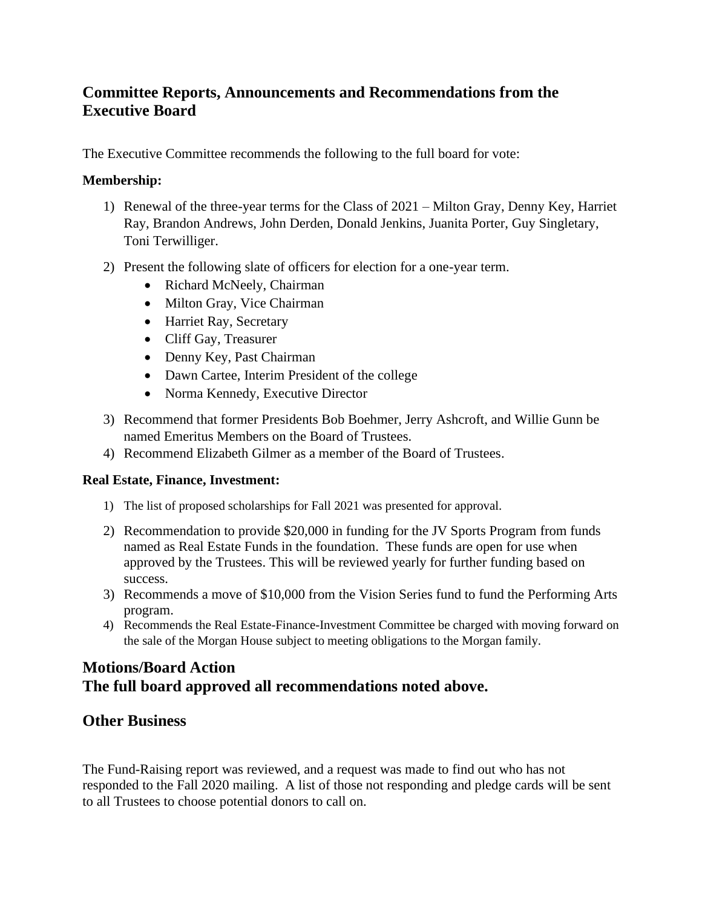## Committee Reports, Announcements and Recommendations from the Executive Board

The Executive Committee recommends the following to the full board for vote:

**Membership:**

1) Renewal of the three-year terms for the Class of 2021 – Milton Gray, Denny Key, Harriet Ray, Brandon Andrews, John Derden, Donald Jenkins, Juanita Porter, Guy Singletary, Toni Terwilliger.
2) Present the following slate of officers for election for a one-year term.
   - Richard McNeely, Chairman
   - Milton Gray, Vice Chairman
   - Harriet Ray, Secretary
   - Cliff Gay, Treasurer
   - Denny Key, Past Chairman
   - Dawn Cartee, Interim President of the college
   - Norma Kennedy, Executive Director
3) Recommend that former Presidents Bob Boehmer, Jerry Ashcroft, and Willie Gunn be named Emeritus Members on the Board of Trustees.
4) Recommend Elizabeth Gilmer as a member of the Board of Trustees.

**Real Estate, Finance, Investment:**

1) The list of proposed scholarships for Fall 2021 was presented for approval.
2) Recommendation to provide $20,000 in funding for the JV Sports Program from funds named as Real Estate Funds in the foundation. These funds are open for use when approved by the Trustees. This will be reviewed yearly for further funding based on success.
3) Recommends a move of $10,000 from the Vision Series fund to fund the Performing Arts program.
4) Recommends the Real Estate-Finance-Investment Committee be charged with moving forward on the sale of the Morgan House subject to meeting obligations to the Morgan family.

## Motions/Board Action
## The full board approved all recommendations noted above.

## Other Business

The Fund-Raising report was reviewed, and a request was made to find out who has not responded to the Fall 2020 mailing. A list of those not responding and pledge cards will be sent to all Trustees to choose potential donors to call on.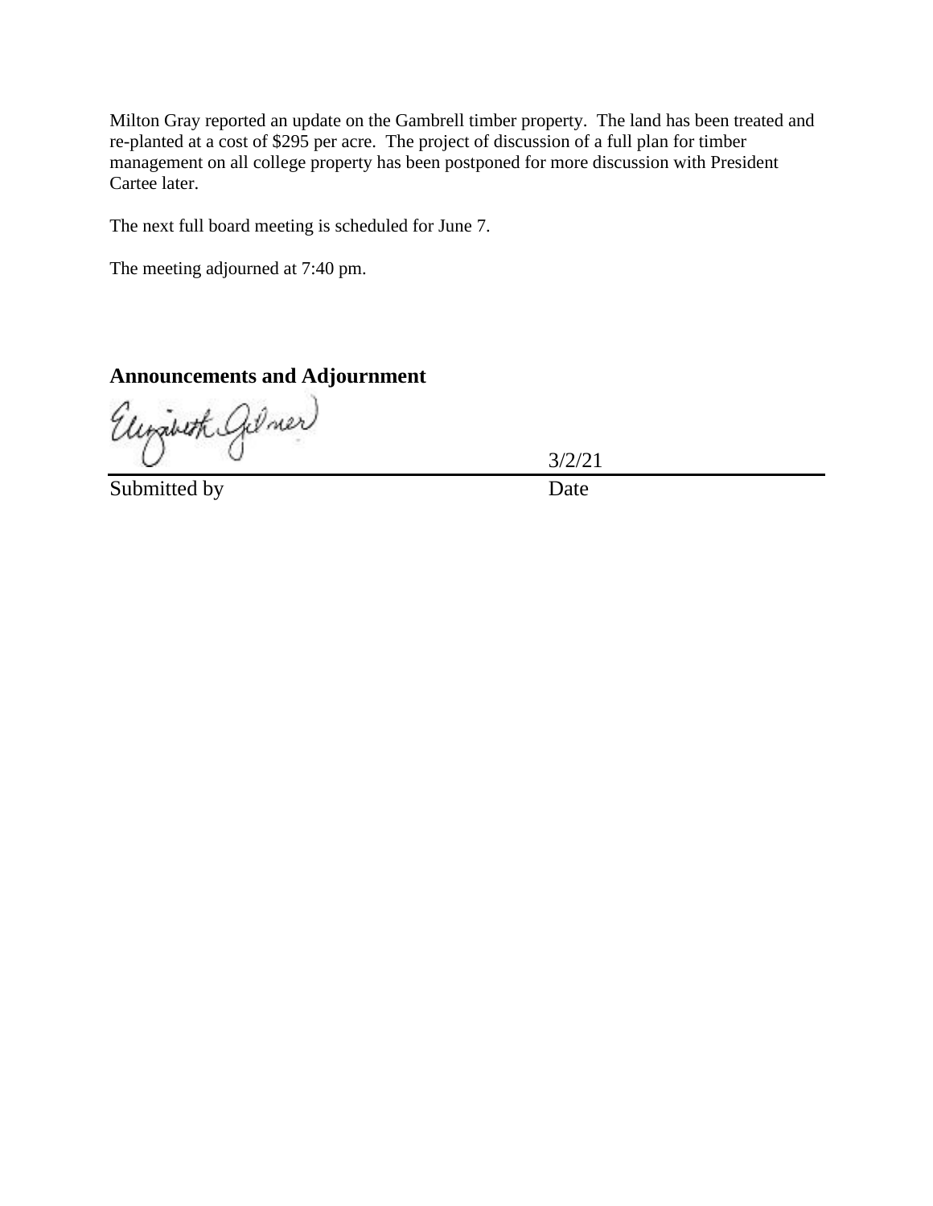Milton Gray reported an update on the Gambrell timber property. The land has been treated and re-planted at a cost of $295 per acre. The project of discussion of a full plan for timber management on all college property has been postponed for more discussion with President Cartee later.

The next full board meeting is scheduled for June 7.

The meeting adjourned at 7:40 pm.

## Announcements and Adjournment

Elizabeth Gilmer

3/2/21

Submitted by Date